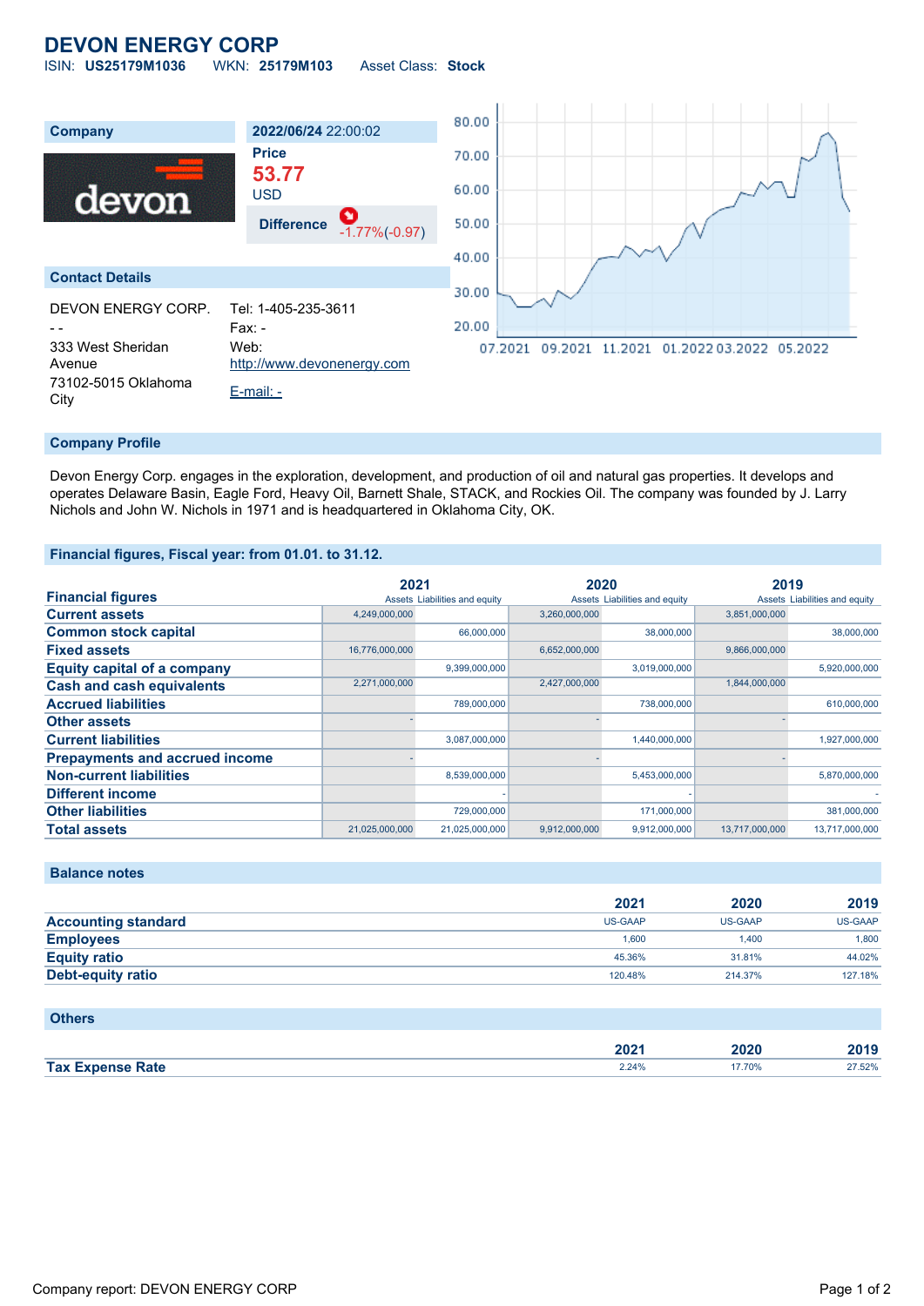# DEVON ENERGY CORP

ISIN: **US25179M1036** WKN: **25179M103** Asset Class: **Stock**

**Company**

devon

**2022/06/24** 22:00:02

**Price**

**53.77**

USD

**Difference** -1.77%(-0.97)

**Contact Details**

DEVON ENERGY CORP.

- -

333 West Sheridan Avenue

73102-5015 Oklahoma City

Tel: 1-405-235-3611

Fax: -

Web: http://www.devonenergy.com

E-mail: -

## Company Profile

Devon Energy Corp. engages in the exploration, development, and production of oil and natural gas properties. It develops and operates Delaware Basin, Eagle Ford, Heavy Oil, Barnett Shale, STACK, and Rockies Oil. The company was founded by J. Larry Nichols and John W. Nichols in 1971 and is headquartered in Oklahoma City, OK.

## Financial figures, Fiscal year: from 01.01. to 31.12.

| Financial figures | 2021 | | 2020 | | 2019 | |
|---|---|---|---|---|---|---|
| | Assets | Liabilities and equity | Assets | Liabilities and equity | Assets | Liabilities and equity |
| Current assets | 4,249,000,000 | | 3,260,000,000 | | 3,851,000,000 | |
| Common stock capital | | 66,000,000 | | 38,000,000 | | 38,000,000 |
| Fixed assets | 16,776,000,000 | | 6,652,000,000 | | 9,866,000,000 | |
| Equity capital of a company | | 9,399,000,000 | | 3,019,000,000 | | 5,920,000,000 |
| Cash and cash equivalents | 2,271,000,000 | | 2,427,000,000 | | 1,844,000,000 | |
| Accrued liabilities | | 789,000,000 | | 738,000,000 | | 610,000,000 |
| Other assets | - | | - | | - | |
| Current liabilities | | 3,087,000,000 | | 1,440,000,000 | | 1,927,000,000 |
| Prepayments and accrued income | - | | - | | - | |
| Non-current liabilities | | 8,539,000,000 | | 5,453,000,000 | | 5,870,000,000 |
| Different income | | - | | - | | - |
| Other liabilities | | 729,000,000 | | 171,000,000 | | 381,000,000 |
| Total assets | 21,025,000,000 | 21,025,000,000 | 9,912,000,000 | 9,912,000,000 | 13,717,000,000 | 13,717,000,000 |

## Balance notes

| | 2021 | 2020 | 2019 |
|---|---|---|---|
| Accounting standard | US-GAAP | US-GAAP | US-GAAP |
| Employees | 1,600 | 1,400 | 1,800 |
| Equity ratio | 45.36% | 31.81% | 44.02% |
| Debt-equity ratio | 120.48% | 214.37% | 127.18% |

## Others

| | 2021 | 2020 | 2019 |
|---|---|---|---|
| Tax Expense Rate | 2.24% | 17.70% | 27.52% |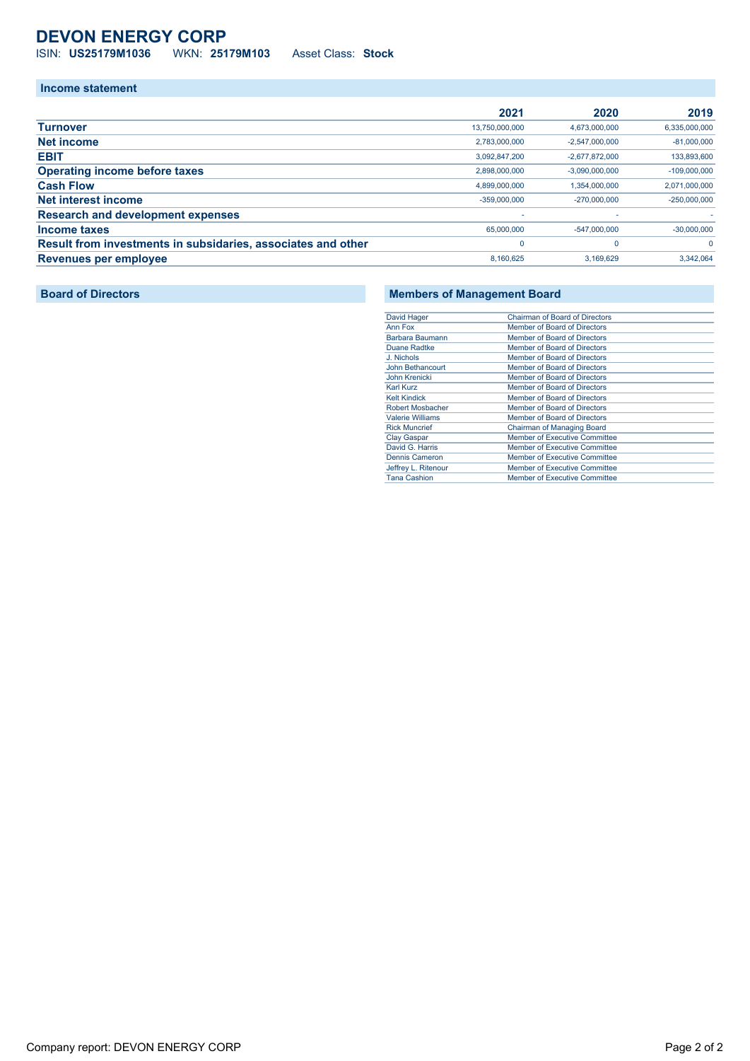# DEVON ENERGY CORP

ISIN: **US25179M1036** WKN: **25179M103** Asset Class: **Stock**

## Income statement

| | 2021 | 2020 | 2019 |
|---|---|---|---|
| **Turnover** | 13,750,000,000 | 4,673,000,000 | 6,335,000,000 |
| **Net income** | 2,783,000,000 | -2,547,000,000 | -81,000,000 |
| **EBIT** | 3,092,847,200 | -2,677,872,000 | 133,893,600 |
| **Operating income before taxes** | 2,898,000,000 | -3,090,000,000 | -109,000,000 |
| **Cash Flow** | 4,899,000,000 | 1,354,000,000 | 2,071,000,000 |
| **Net interest income** | -359,000,000 | -270,000,000 | -250,000,000 |
| **Research and development expenses** | - | - | - |
| **Income taxes** | 65,000,000 | -547,000,000 | -30,000,000 |
| **Result from investments in subsidaries, associates and other** | 0 | 0 | 0 |
| **Revenues per employee** | 8,160,625 | 3,169,629 | 3,342,064 |

## Board of Directors

## Members of Management Board

| | |
|---|---|
| David Hager | Chairman of Board of Directors |
| Ann Fox | Member of Board of Directors |
| Barbara Baumann | Member of Board of Directors |
| Duane Radtke | Member of Board of Directors |
| J. Nichols | Member of Board of Directors |
| John Bethancourt | Member of Board of Directors |
| John Krenicki | Member of Board of Directors |
| Karl Kurz | Member of Board of Directors |
| Kelt Kindick | Member of Board of Directors |
| Robert Mosbacher | Member of Board of Directors |
| Valerie Williams | Member of Board of Directors |
| Rick Muncrief | Chairman of Managing Board |
| Clay Gaspar | Member of Executive Committee |
| David G. Harris | Member of Executive Committee |
| Dennis Cameron | Member of Executive Committee |
| Jeffrey L. Ritenour | Member of Executive Committee |
| Tana Cashion | Member of Executive Committee |